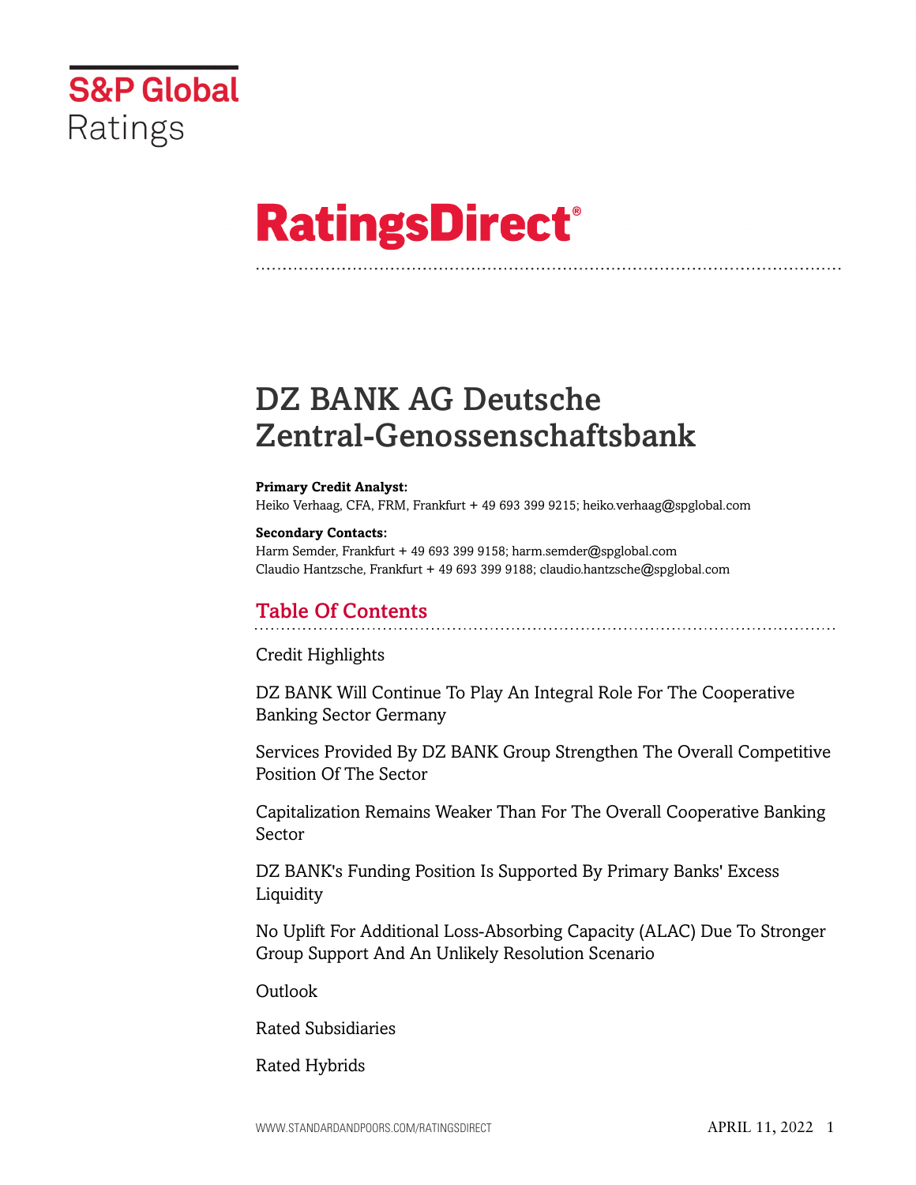S&P Global Ratings

# RatingsDirect®

# DZ BANK AG Deutsche Zentral-Genossenschaftsbank

**Primary Credit Analyst:**
Heiko Verhaag, CFA, FRM, Frankfurt + 49 693 399 9215; heiko.verhaag@spglobal.com

**Secondary Contacts:**
Harm Semder, Frankfurt + 49 693 399 9158; harm.semder@spglobal.com
Claudio Hantzsche, Frankfurt + 49 693 399 9188; claudio.hantzsche@spglobal.com

## Table Of Contents

Credit Highlights

DZ BANK Will Continue To Play An Integral Role For The Cooperative Banking Sector Germany

Services Provided By DZ BANK Group Strengthen The Overall Competitive Position Of The Sector

Capitalization Remains Weaker Than For The Overall Cooperative Banking Sector

DZ BANK's Funding Position Is Supported By Primary Banks' Excess Liquidity

No Uplift For Additional Loss-Absorbing Capacity (ALAC) Due To Stronger Group Support And An Unlikely Resolution Scenario

Outlook

Rated Subsidiaries

Rated Hybrids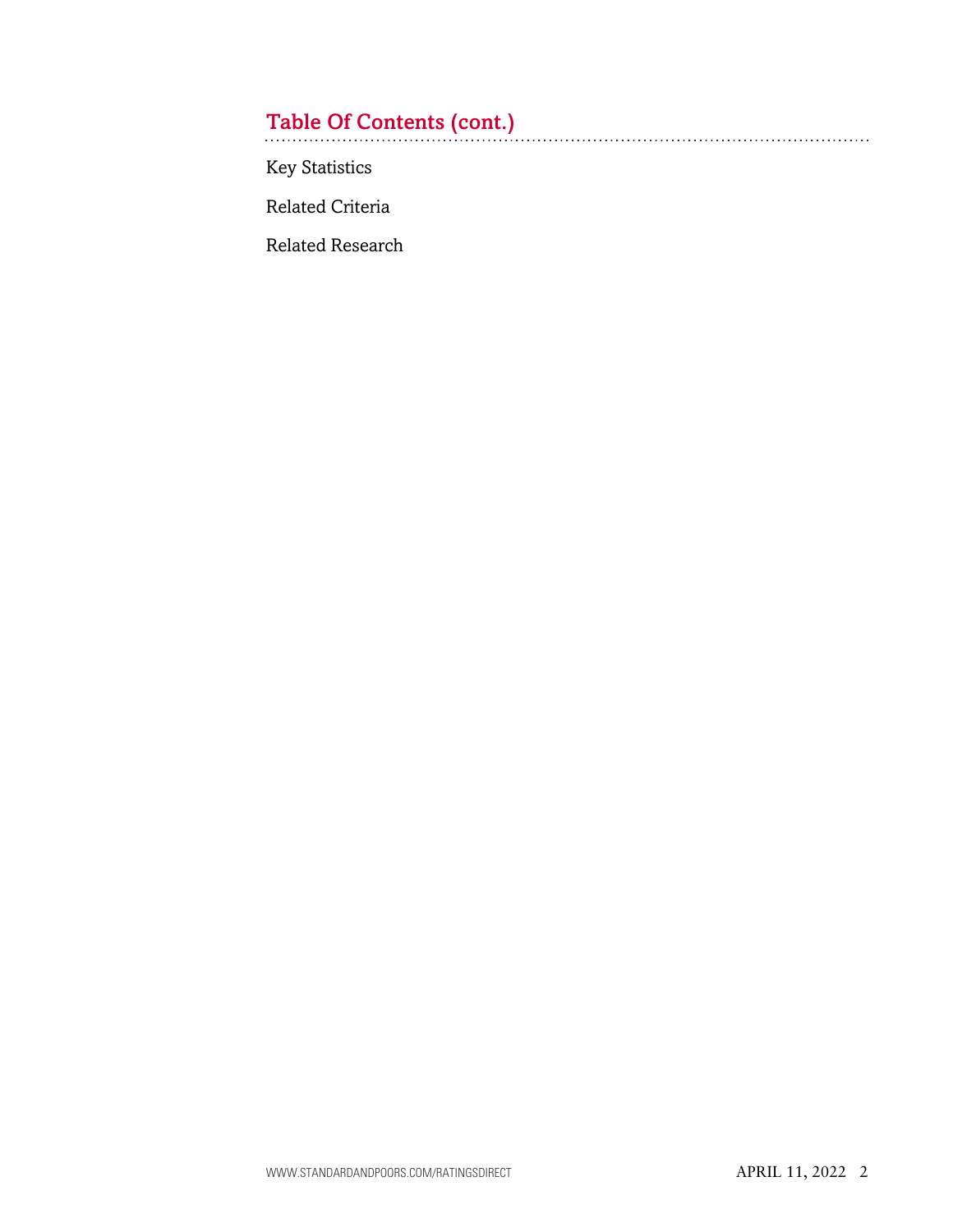## Table Of Contents (cont.)

Key Statistics

Related Criteria

Related Research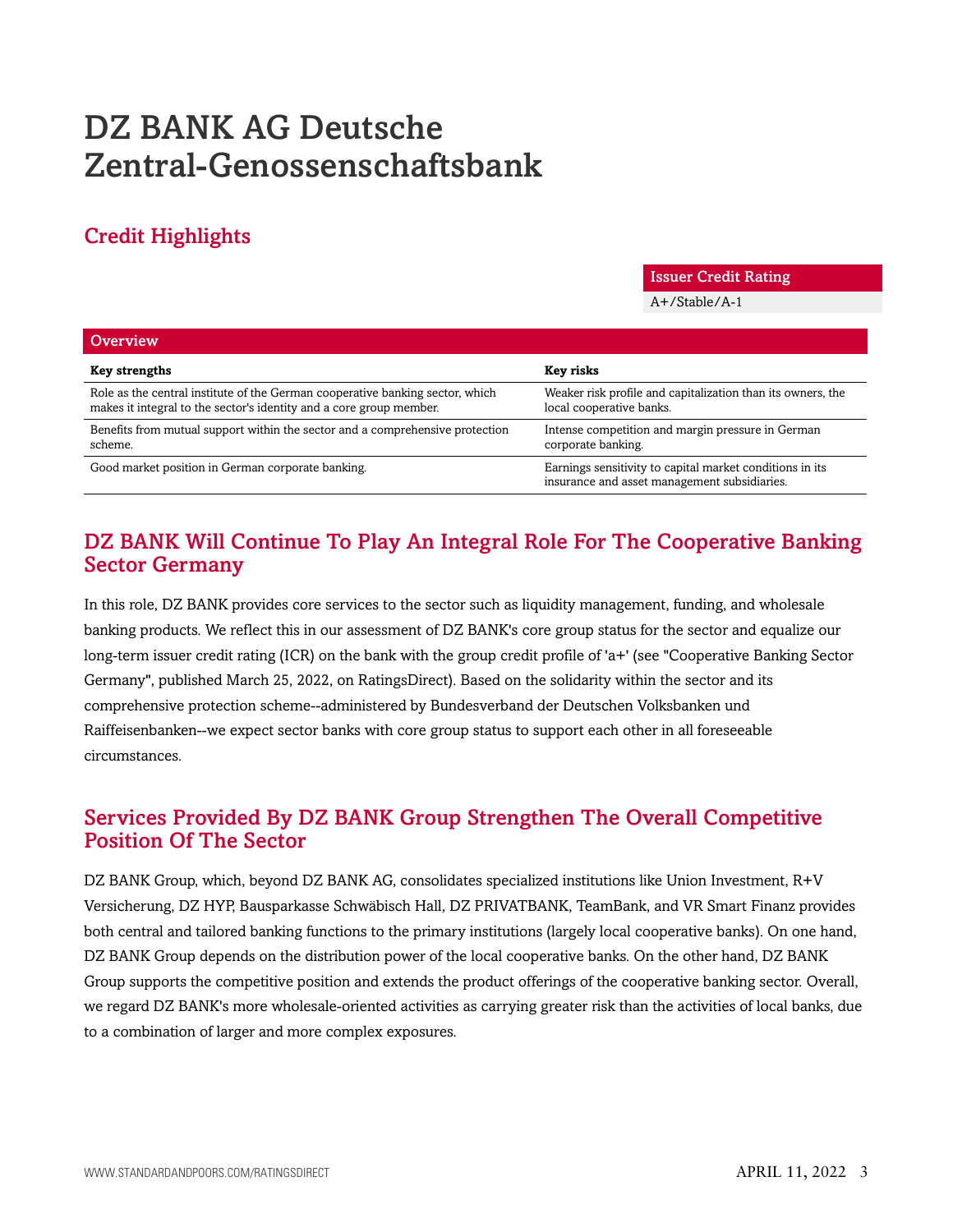# DZ BANK AG Deutsche Zentral-Genossenschaftsbank

## Credit Highlights

| Issuer Credit Rating |
|---|
| A+/Stable/A-1 |

| Overview | |
|---|---|
| **Key strengths** | **Key risks** |
| Role as the central institute of the German cooperative banking sector, which makes it integral to the sector's identity and a core group member. | Weaker risk profile and capitalization than its owners, the local cooperative banks. |
| Benefits from mutual support within the sector and a comprehensive protection scheme. | Intense competition and margin pressure in German corporate banking. |
| Good market position in German corporate banking. | Earnings sensitivity to capital market conditions in its insurance and asset management subsidiaries. |

## DZ BANK Will Continue To Play An Integral Role For The Cooperative Banking Sector Germany

In this role, DZ BANK provides core services to the sector such as liquidity management, funding, and wholesale banking products. We reflect this in our assessment of DZ BANK's core group status for the sector and equalize our long-term issuer credit rating (ICR) on the bank with the group credit profile of 'a+' (see "Cooperative Banking Sector Germany", published March 25, 2022, on RatingsDirect). Based on the solidarity within the sector and its comprehensive protection scheme--administered by Bundesverband der Deutschen Volksbanken und Raiffeisenbanken--we expect sector banks with core group status to support each other in all foreseeable circumstances.

## Services Provided By DZ BANK Group Strengthen The Overall Competitive Position Of The Sector

DZ BANK Group, which, beyond DZ BANK AG, consolidates specialized institutions like Union Investment, R+V Versicherung, DZ HYP, Bausparkasse Schwäbisch Hall, DZ PRIVATBANK, TeamBank, and VR Smart Finanz provides both central and tailored banking functions to the primary institutions (largely local cooperative banks). On one hand, DZ BANK Group depends on the distribution power of the local cooperative banks. On the other hand, DZ BANK Group supports the competitive position and extends the product offerings of the cooperative banking sector. Overall, we regard DZ BANK's more wholesale-oriented activities as carrying greater risk than the activities of local banks, due to a combination of larger and more complex exposures.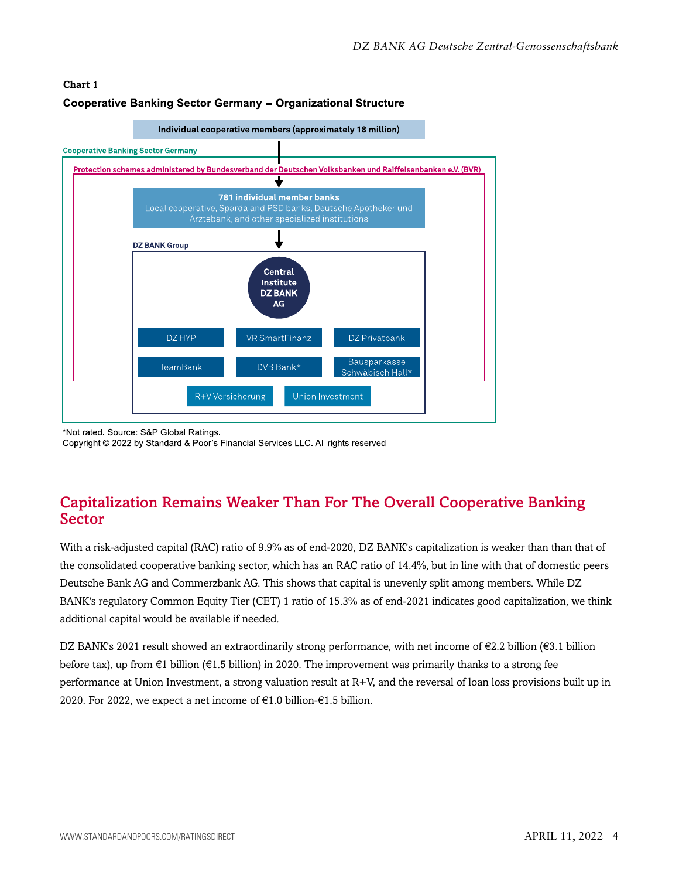**Chart 1**

**Cooperative Banking Sector Germany -- Organizational Structure**

Individual cooperative members (approximately 18 million)

Cooperative Banking Sector Germany

Protection schemes administered by Bundesverband der Deutschen Volksbanken und Raiffeisenbanken e.V. (BVR)

**781 individual member banks**
Local cooperative, Sparda and PSD banks, Deutsche Apotheker und Ärztebank, and other specialized institutions

DZ BANK Group

Central Institute DZ BANK AG

DZ HYP | VR SmartFinanz | DZ Privatbank

TeamBank | DVB Bank* | Bausparkasse Schwäbisch Hall*

R+V Versicherung | Union Investment

*Not rated. Source: S&P Global Ratings.

Copyright © 2022 by Standard & Poor's Financial Services LLC. All rights reserved.

## Capitalization Remains Weaker Than For The Overall Cooperative Banking Sector

With a risk-adjusted capital (RAC) ratio of 9.9% as of end-2020, DZ BANK's capitalization is weaker than than that of the consolidated cooperative banking sector, which has an RAC ratio of 14.4%, but in line with that of domestic peers Deutsche Bank AG and Commerzbank AG. This shows that capital is unevenly split among members. While DZ BANK's regulatory Common Equity Tier (CET) 1 ratio of 15.3% as of end-2021 indicates good capitalization, we think additional capital would be available if needed.

DZ BANK's 2021 result showed an extraordinarily strong performance, with net income of €2.2 billion (€3.1 billion before tax), up from €1 billion (€1.5 billion) in 2020. The improvement was primarily thanks to a strong fee performance at Union Investment, a strong valuation result at R+V, and the reversal of loan loss provisions built up in 2020. For 2022, we expect a net income of €1.0 billion-€1.5 billion.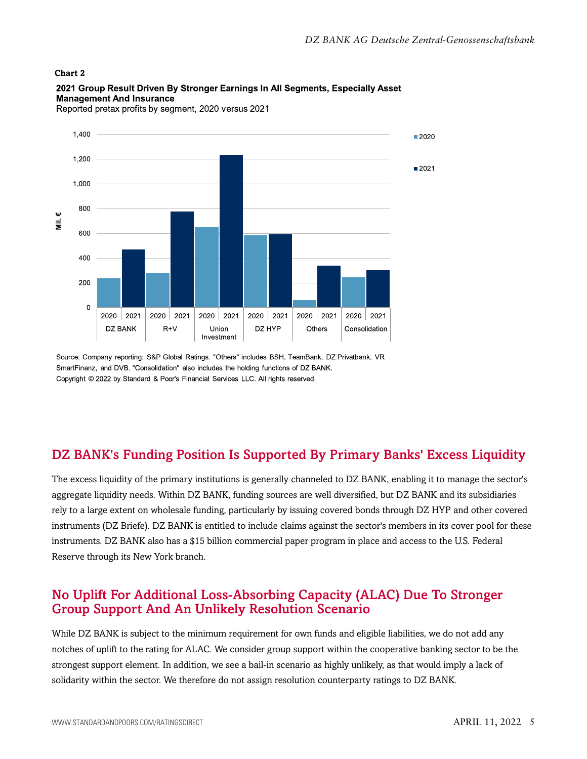**Chart 2**

**2021 Group Result Driven By Stronger Earnings In All Segments, Especially Asset Management And Insurance**

Reported pretax profits by segment, 2020 versus 2021

Source: Company reporting; S&P Global Ratings. "Others" includes BSH, TeamBank, DZ Privatbank, VR SmartFinanz, and DVB. "Consolidation" also includes the holding functions of DZ BANK.

Copyright © 2022 by Standard & Poor's Financial Services LLC. All rights reserved.

## DZ BANK's Funding Position Is Supported By Primary Banks' Excess Liquidity

The excess liquidity of the primary institutions is generally channeled to DZ BANK, enabling it to manage the sector's aggregate liquidity needs. Within DZ BANK, funding sources are well diversified, but DZ BANK and its subsidiaries rely to a large extent on wholesale funding, particularly by issuing covered bonds through DZ HYP and other covered instruments (DZ Briefe). DZ BANK is entitled to include claims against the sector's members in its cover pool for these instruments. DZ BANK also has a $15 billion commercial paper program in place and access to the U.S. Federal Reserve through its New York branch.

## No Uplift For Additional Loss-Absorbing Capacity (ALAC) Due To Stronger Group Support And An Unlikely Resolution Scenario

While DZ BANK is subject to the minimum requirement for own funds and eligible liabilities, we do not add any notches of uplift to the rating for ALAC. We consider group support within the cooperative banking sector to be the strongest support element. In addition, we see a bail-in scenario as highly unlikely, as that would imply a lack of solidarity within the sector. We therefore do not assign resolution counterparty ratings to DZ BANK.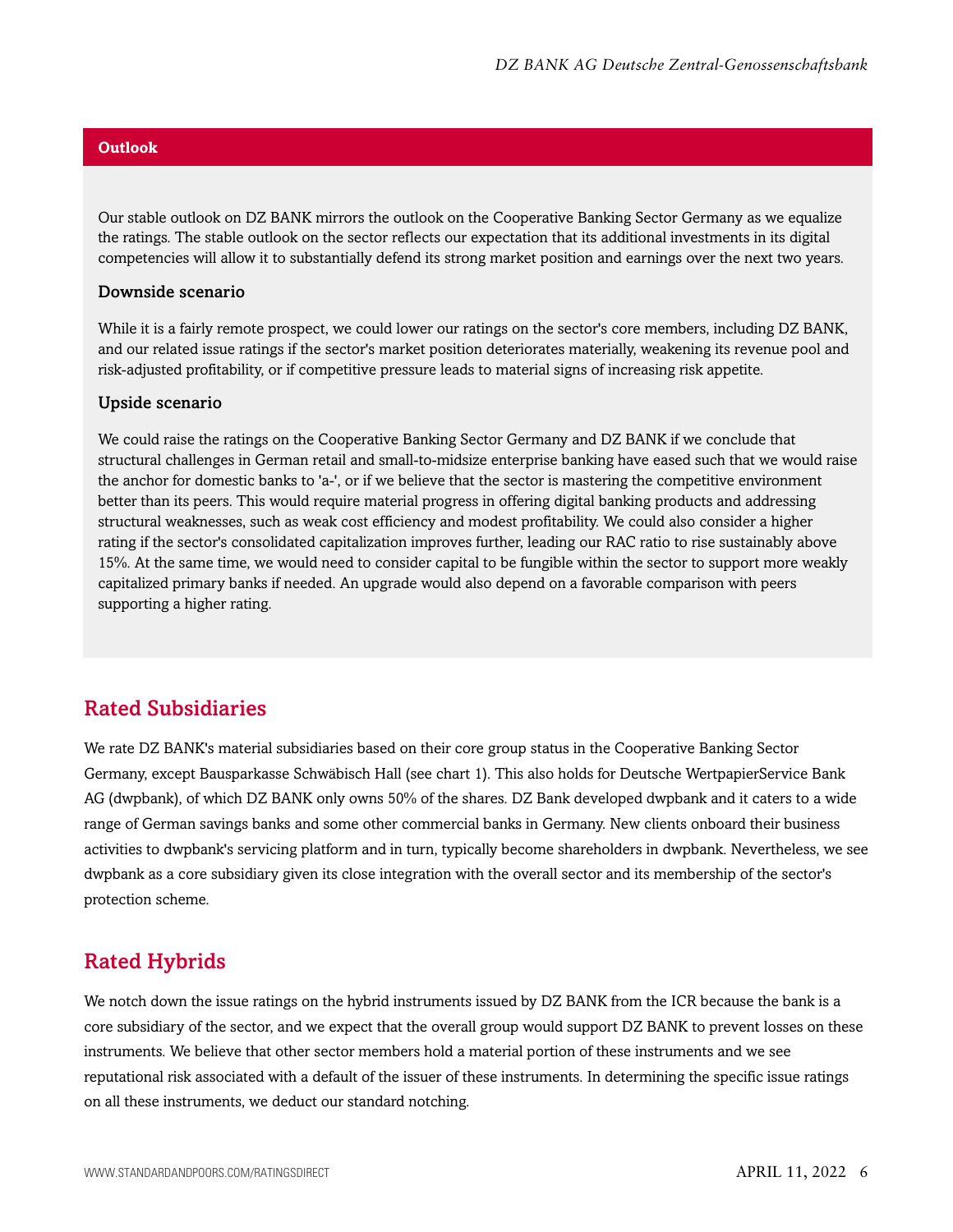## Outlook

Our stable outlook on DZ BANK mirrors the outlook on the Cooperative Banking Sector Germany as we equalize the ratings. The stable outlook on the sector reflects our expectation that its additional investments in its digital competencies will allow it to substantially defend its strong market position and earnings over the next two years.

### Downside scenario

While it is a fairly remote prospect, we could lower our ratings on the sector's core members, including DZ BANK, and our related issue ratings if the sector's market position deteriorates materially, weakening its revenue pool and risk-adjusted profitability, or if competitive pressure leads to material signs of increasing risk appetite.

### Upside scenario

We could raise the ratings on the Cooperative Banking Sector Germany and DZ BANK if we conclude that structural challenges in German retail and small-to-midsize enterprise banking have eased such that we would raise the anchor for domestic banks to 'a-', or if we believe that the sector is mastering the competitive environment better than its peers. This would require material progress in offering digital banking products and addressing structural weaknesses, such as weak cost efficiency and modest profitability. We could also consider a higher rating if the sector's consolidated capitalization improves further, leading our RAC ratio to rise sustainably above 15%. At the same time, we would need to consider capital to be fungible within the sector to support more weakly capitalized primary banks if needed. An upgrade would also depend on a favorable comparison with peers supporting a higher rating.

## Rated Subsidiaries

We rate DZ BANK's material subsidiaries based on their core group status in the Cooperative Banking Sector Germany, except Bausparkasse Schwäbisch Hall (see chart 1). This also holds for Deutsche WertpapierService Bank AG (dwpbank), of which DZ BANK only owns 50% of the shares. DZ Bank developed dwpbank and it caters to a wide range of German savings banks and some other commercial banks in Germany. New clients onboard their business activities to dwpbank's servicing platform and in turn, typically become shareholders in dwpbank. Nevertheless, we see dwpbank as a core subsidiary given its close integration with the overall sector and its membership of the sector's protection scheme.

## Rated Hybrids

We notch down the issue ratings on the hybrid instruments issued by DZ BANK from the ICR because the bank is a core subsidiary of the sector, and we expect that the overall group would support DZ BANK to prevent losses on these instruments. We believe that other sector members hold a material portion of these instruments and we see reputational risk associated with a default of the issuer of these instruments. In determining the specific issue ratings on all these instruments, we deduct our standard notching.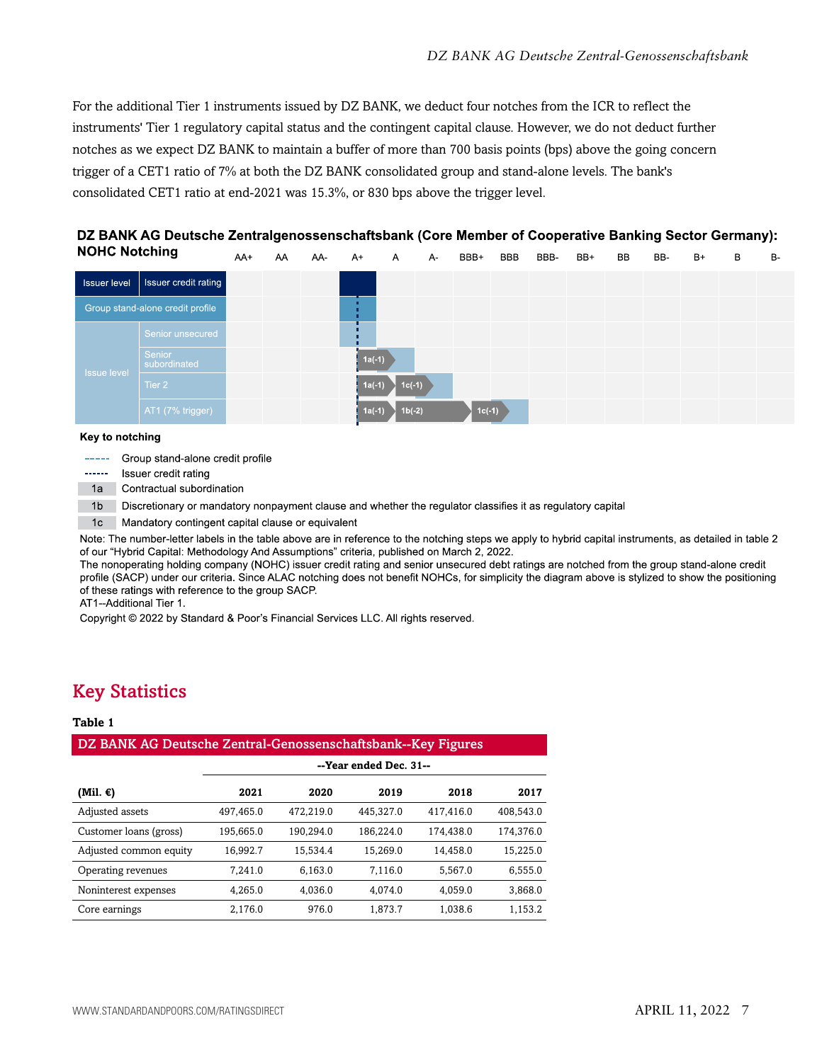For the additional Tier 1 instruments issued by DZ BANK, we deduct four notches from the ICR to reflect the instruments' Tier 1 regulatory capital status and the contingent capital clause. However, we do not deduct further notches as we expect DZ BANK to maintain a buffer of more than 700 basis points (bps) above the going concern trigger of a CET1 ratio of 7% at both the DZ BANK consolidated group and stand-alone levels. The bank's consolidated CET1 ratio at end-2021 was 15.3%, or 830 bps above the trigger level.

**DZ BANK AG Deutsche Zentralgenossenschaftsbank (Core Member of Cooperative Banking Sector Germany): NOHC Notching**

| | | AA+ | AA | AA- | A+ | A | A- | BBB+ | BBB | BBB- | BB+ | BB | BB- | B+ | B | B- |
|---|---|---|---|---|---|---|---|---|---|---|---|---|---|---|---|---|
| Issuer level | Issuer credit rating | | | | ■ | | | | | | | | | | | |
| Group stand-alone credit profile | | | | | ■ | | | | | | | | | | | |
| Issue level | Senior unsecured | | | | ■ | | | | | | | | | | | |
| | Senior subordinated | | | | 1a(-1) | ■ | | | | | | | | | | |
| | Tier 2 | | | | 1a(-1) | 1c(-1) | ■ | | | | | | | | | |
| | AT1 (7% trigger) | | | | 1a(-1) | 1b(-2) | | 1c(-1) | ■ | | | | | | | |

**Key to notching**

- - - - - Group stand-alone credit profile

------ Issuer credit rating

1a Contractual subordination

1b Discretionary or mandatory nonpayment clause and whether the regulator classifies it as regulatory capital

1c Mandatory contingent capital clause or equivalent

Note: The number-letter labels in the table above are in reference to the notching steps we apply to hybrid capital instruments, as detailed in table 2 of our "Hybrid Capital: Methodology And Assumptions" criteria, published on March 2, 2022.
The nonoperating holding company (NOHC) issuer credit rating and senior unsecured debt ratings are notched from the group stand-alone credit profile (SACP) under our criteria. Since ALAC notching does not benefit NOHCs, for simplicity the diagram above is stylized to show the positioning of these ratings with reference to the group SACP.
AT1--Additional Tier 1.

Copyright © 2022 by Standard & Poor's Financial Services LLC. All rights reserved.

## Key Statistics

**Table 1**

**DZ BANK AG Deutsche Zentral-Genossenschaftsbank--Key Figures**

| | --Year ended Dec. 31-- | | | | |
|---|---|---|---|---|---|
| (Mil. €) | 2021 | 2020 | 2019 | 2018 | 2017 |
| Adjusted assets | 497,465.0 | 472,219.0 | 445,327.0 | 417,416.0 | 408,543.0 |
| Customer loans (gross) | 195,665.0 | 190,294.0 | 186,224.0 | 174,438.0 | 174,376.0 |
| Adjusted common equity | 16,992.7 | 15,534.4 | 15,269.0 | 14,458.0 | 15,225.0 |
| Operating revenues | 7,241.0 | 6,163.0 | 7,116.0 | 5,567.0 | 6,555.0 |
| Noninterest expenses | 4,265.0 | 4,036.0 | 4,074.0 | 4,059.0 | 3,868.0 |
| Core earnings | 2,176.0 | 976.0 | 1,873.7 | 1,038.6 | 1,153.2 |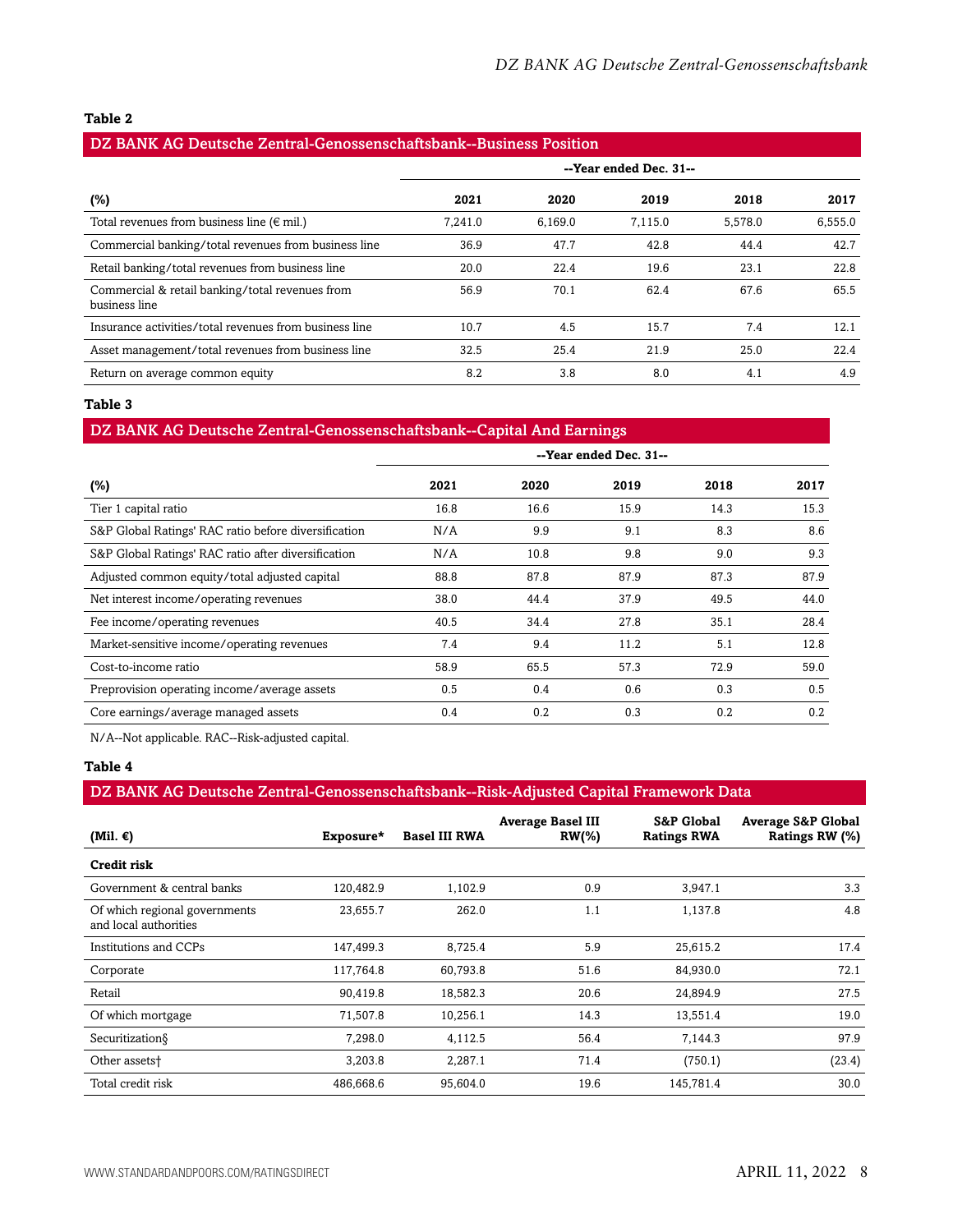**Table 2**

**DZ BANK AG Deutsche Zentral-Genossenschaftsbank--Business Position**

| | --Year ended Dec. 31-- | | | | |
|---|---|---|---|---|---|
| **(%)** | **2021** | **2020** | **2019** | **2018** | **2017** |
| Total revenues from business line (€ mil.) | 7,241.0 | 6,169.0 | 7,115.0 | 5,578.0 | 6,555.0 |
| Commercial banking/total revenues from business line | 36.9 | 47.7 | 42.8 | 44.4 | 42.7 |
| Retail banking/total revenues from business line | 20.0 | 22.4 | 19.6 | 23.1 | 22.8 |
| Commercial & retail banking/total revenues from business line | 56.9 | 70.1 | 62.4 | 67.6 | 65.5 |
| Insurance activities/total revenues from business line | 10.7 | 4.5 | 15.7 | 7.4 | 12.1 |
| Asset management/total revenues from business line | 32.5 | 25.4 | 21.9 | 25.0 | 22.4 |
| Return on average common equity | 8.2 | 3.8 | 8.0 | 4.1 | 4.9 |

**Table 3**

**DZ BANK AG Deutsche Zentral-Genossenschaftsbank--Capital And Earnings**

| | --Year ended Dec. 31-- | | | | |
|---|---|---|---|---|---|
| **(%)** | **2021** | **2020** | **2019** | **2018** | **2017** |
| Tier 1 capital ratio | 16.8 | 16.6 | 15.9 | 14.3 | 15.3 |
| S&P Global Ratings' RAC ratio before diversification | N/A | 9.9 | 9.1 | 8.3 | 8.6 |
| S&P Global Ratings' RAC ratio after diversification | N/A | 10.8 | 9.8 | 9.0 | 9.3 |
| Adjusted common equity/total adjusted capital | 88.8 | 87.8 | 87.9 | 87.3 | 87.9 |
| Net interest income/operating revenues | 38.0 | 44.4 | 37.9 | 49.5 | 44.0 |
| Fee income/operating revenues | 40.5 | 34.4 | 27.8 | 35.1 | 28.4 |
| Market-sensitive income/operating revenues | 7.4 | 9.4 | 11.2 | 5.1 | 12.8 |
| Cost-to-income ratio | 58.9 | 65.5 | 57.3 | 72.9 | 59.0 |
| Preprovision operating income/average assets | 0.5 | 0.4 | 0.6 | 0.3 | 0.5 |
| Core earnings/average managed assets | 0.4 | 0.2 | 0.3 | 0.2 | 0.2 |

N/A--Not applicable. RAC--Risk-adjusted capital.

**Table 4**

**DZ BANK AG Deutsche Zentral-Genossenschaftsbank--Risk-Adjusted Capital Framework Data**

| (Mil. €) | Exposure* | Basel III RWA | Average Basel III RW(%) | S&P Global Ratings RWA | Average S&P Global Ratings RW (%) |
|---|---|---|---|---|---|
| **Credit risk** | | | | | |
| Government & central banks | 120,482.9 | 1,102.9 | 0.9 | 3,947.1 | 3.3 |
| Of which regional governments and local authorities | 23,655.7 | 262.0 | 1.1 | 1,137.8 | 4.8 |
| Institutions and CCPs | 147,499.3 | 8,725.4 | 5.9 | 25,615.2 | 17.4 |
| Corporate | 117,764.8 | 60,793.8 | 51.6 | 84,930.0 | 72.1 |
| Retail | 90,419.8 | 18,582.3 | 20.6 | 24,894.9 | 27.5 |
| Of which mortgage | 71,507.8 | 10,256.1 | 14.3 | 13,551.4 | 19.0 |
| Securitization§ | 7,298.0 | 4,112.5 | 56.4 | 7,144.3 | 97.9 |
| Other assets† | 3,203.8 | 2,287.1 | 71.4 | (750.1) | (23.4) |
| Total credit risk | 486,668.6 | 95,604.0 | 19.6 | 145,781.4 | 30.0 |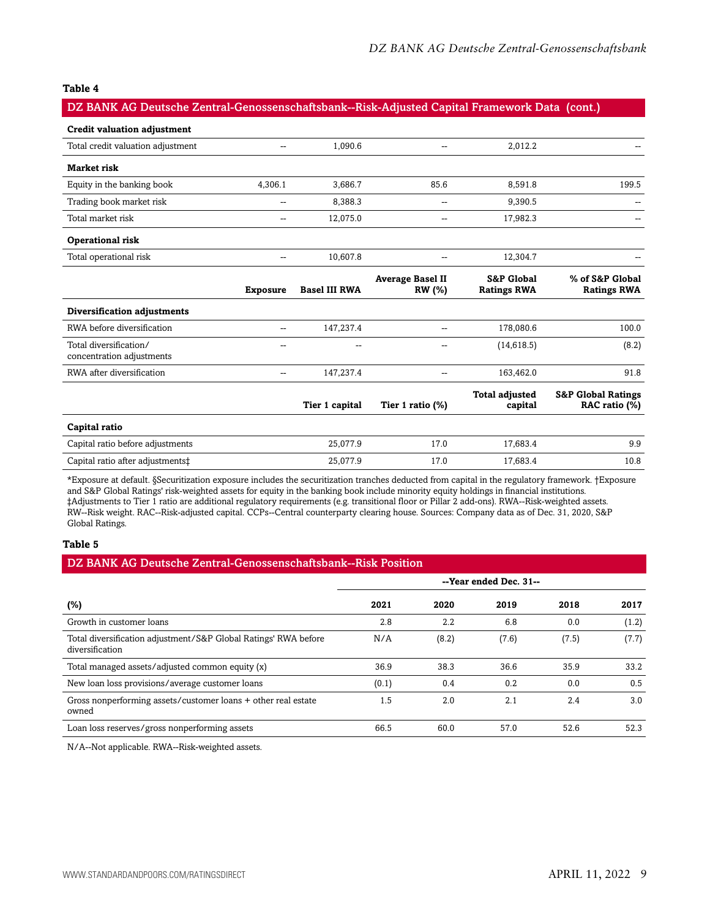**Table 4**

**DZ BANK AG Deutsche Zentral-Genossenschaftsbank--Risk-Adjusted Capital Framework Data (cont.)**

| | | | | | |
|---|---|---|---|---|---|
| **Credit valuation adjustment** | | | | | |
| Total credit valuation adjustment | -- | 1,090.6 | -- | 2,012.2 | -- |
| **Market risk** | | | | | |
| Equity in the banking book | 4,306.1 | 3,686.7 | 85.6 | 8,591.8 | 199.5 |
| Trading book market risk | -- | 8,388.3 | -- | 9,390.5 | -- |
| Total market risk | -- | 12,075.0 | -- | 17,982.3 | -- |
| **Operational risk** | | | | | |
| Total operational risk | -- | 10,607.8 | -- | 12,304.7 | -- |
| | **Exposure** | **Basel III RWA** | **Average Basel II RW (%)** | **S&P Global Ratings RWA** | **% of S&P Global Ratings RWA** |
| **Diversification adjustments** | | | | | |
| RWA before diversification | -- | 147,237.4 | -- | 178,080.6 | 100.0 |
| Total diversification/ concentration adjustments | -- | -- | -- | (14,618.5) | (8.2) |
| RWA after diversification | -- | 147,237.4 | -- | 163,462.0 | 91.8 |
| | | **Tier 1 capital** | **Tier 1 ratio (%)** | **Total adjusted capital** | **S&P Global Ratings RAC ratio (%)** |
| **Capital ratio** | | | | | |
| Capital ratio before adjustments | | 25,077.9 | 17.0 | 17,683.4 | 9.9 |
| Capital ratio after adjustments‡ | | 25,077.9 | 17.0 | 17,683.4 | 10.8 |

*Exposure at default. §Securitization exposure includes the securitization tranches deducted from capital in the regulatory framework. †Exposure and S&P Global Ratings' risk-weighted assets for equity in the banking book include minority equity holdings in financial institutions. ‡Adjustments to Tier 1 ratio are additional regulatory requirements (e.g. transitional floor or Pillar 2 add-ons). RWA--Risk-weighted assets. RW--Risk weight. RAC--Risk-adjusted capital. CCPs--Central counterparty clearing house. Sources: Company data as of Dec. 31, 2020, S&P Global Ratings.

**Table 5**

**DZ BANK AG Deutsche Zentral-Genossenschaftsbank--Risk Position**

| | --Year ended Dec. 31-- | | | | |
|---|---|---|---|---|---|
| **(%)** | **2021** | **2020** | **2019** | **2018** | **2017** |
| Growth in customer loans | 2.8 | 2.2 | 6.8 | 0.0 | (1.2) |
| Total diversification adjustment/S&P Global Ratings' RWA before diversification | N/A | (8.2) | (7.6) | (7.5) | (7.7) |
| Total managed assets/adjusted common equity (x) | 36.9 | 38.3 | 36.6 | 35.9 | 33.2 |
| New loan loss provisions/average customer loans | (0.1) | 0.4 | 0.2 | 0.0 | 0.5 |
| Gross nonperforming assets/customer loans + other real estate owned | 1.5 | 2.0 | 2.1 | 2.4 | 3.0 |
| Loan loss reserves/gross nonperforming assets | 66.5 | 60.0 | 57.0 | 52.6 | 52.3 |

N/A--Not applicable. RWA--Risk-weighted assets.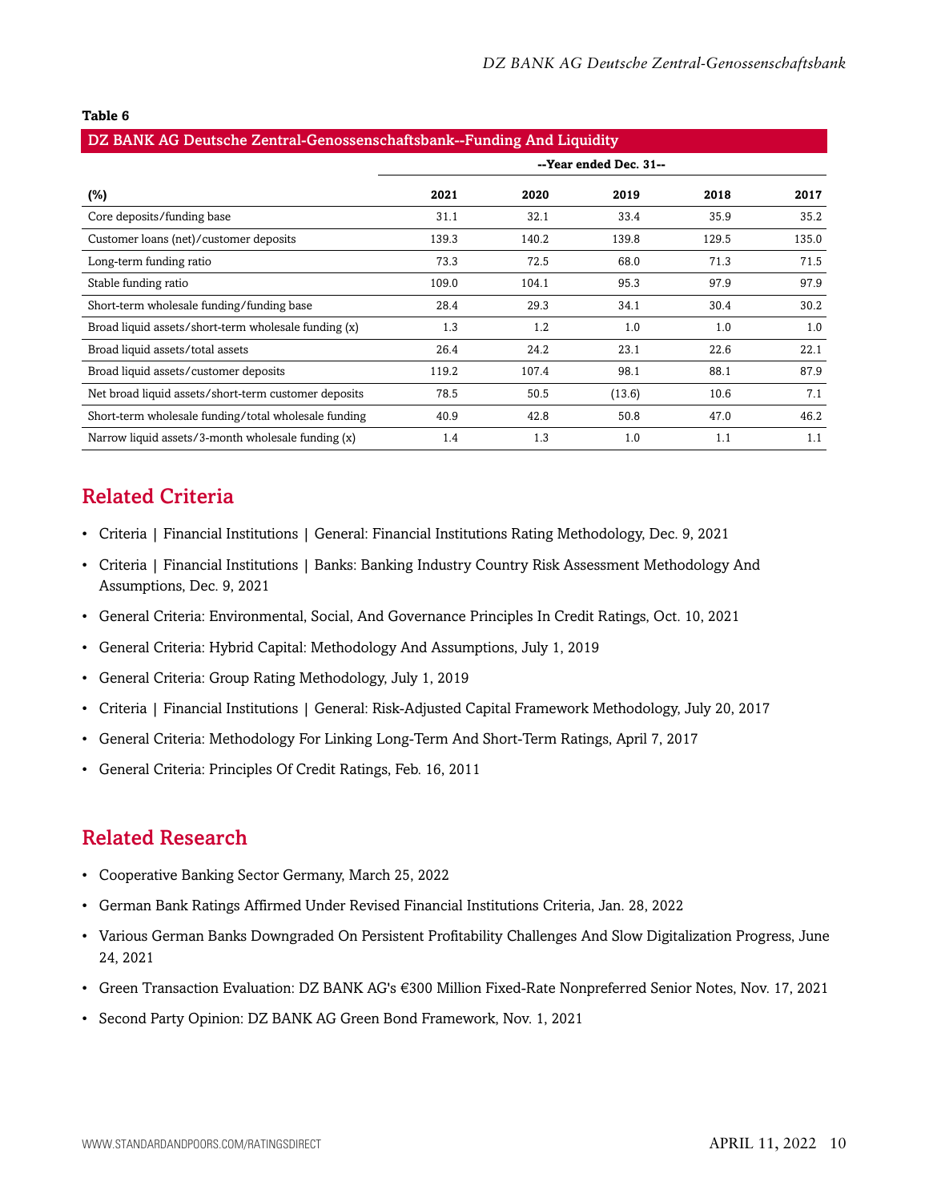**Table 6**

| DZ BANK AG Deutsche Zentral-Genossenschaftsbank--Funding And Liquidity | | | | | |
|---|---|---|---|---|---|
| | --Year ended Dec. 31-- | | | | |
| (%) | 2021 | 2020 | 2019 | 2018 | 2017 |
| Core deposits/funding base | 31.1 | 32.1 | 33.4 | 35.9 | 35.2 |
| Customer loans (net)/customer deposits | 139.3 | 140.2 | 139.8 | 129.5 | 135.0 |
| Long-term funding ratio | 73.3 | 72.5 | 68.0 | 71.3 | 71.5 |
| Stable funding ratio | 109.0 | 104.1 | 95.3 | 97.9 | 97.9 |
| Short-term wholesale funding/funding base | 28.4 | 29.3 | 34.1 | 30.4 | 30.2 |
| Broad liquid assets/short-term wholesale funding (x) | 1.3 | 1.2 | 1.0 | 1.0 | 1.0 |
| Broad liquid assets/total assets | 26.4 | 24.2 | 23.1 | 22.6 | 22.1 |
| Broad liquid assets/customer deposits | 119.2 | 107.4 | 98.1 | 88.1 | 87.9 |
| Net broad liquid assets/short-term customer deposits | 78.5 | 50.5 | (13.6) | 10.6 | 7.1 |
| Short-term wholesale funding/total wholesale funding | 40.9 | 42.8 | 50.8 | 47.0 | 46.2 |
| Narrow liquid assets/3-month wholesale funding (x) | 1.4 | 1.3 | 1.0 | 1.1 | 1.1 |

## Related Criteria

- Criteria | Financial Institutions | General: Financial Institutions Rating Methodology, Dec. 9, 2021
- Criteria | Financial Institutions | Banks: Banking Industry Country Risk Assessment Methodology And Assumptions, Dec. 9, 2021
- General Criteria: Environmental, Social, And Governance Principles In Credit Ratings, Oct. 10, 2021
- General Criteria: Hybrid Capital: Methodology And Assumptions, July 1, 2019
- General Criteria: Group Rating Methodology, July 1, 2019
- Criteria | Financial Institutions | General: Risk-Adjusted Capital Framework Methodology, July 20, 2017
- General Criteria: Methodology For Linking Long-Term And Short-Term Ratings, April 7, 2017
- General Criteria: Principles Of Credit Ratings, Feb. 16, 2011

## Related Research

- Cooperative Banking Sector Germany, March 25, 2022
- German Bank Ratings Affirmed Under Revised Financial Institutions Criteria, Jan. 28, 2022
- Various German Banks Downgraded On Persistent Profitability Challenges And Slow Digitalization Progress, June 24, 2021
- Green Transaction Evaluation: DZ BANK AG's €300 Million Fixed-Rate Nonpreferred Senior Notes, Nov. 17, 2021
- Second Party Opinion: DZ BANK AG Green Bond Framework, Nov. 1, 2021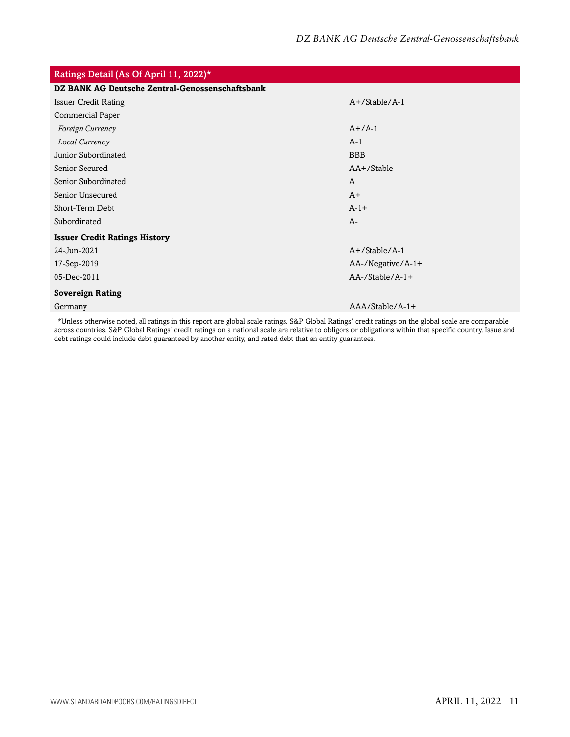| Ratings Detail (As Of April 11, 2022)* | |
|---|---|
| **DZ BANK AG Deutsche Zentral-Genossenschaftsbank** | |
| Issuer Credit Rating | A+/Stable/A-1 |
| Commercial Paper | |
| *Foreign Currency* | A+/A-1 |
| *Local Currency* | A-1 |
| Junior Subordinated | BBB |
| Senior Secured | AA+/Stable |
| Senior Subordinated | A |
| Senior Unsecured | A+ |
| Short-Term Debt | A-1+ |
| Subordinated | A- |
| **Issuer Credit Ratings History** | |
| 24-Jun-2021 | A+/Stable/A-1 |
| 17-Sep-2019 | AA-/Negative/A-1+ |
| 05-Dec-2011 | AA-/Stable/A-1+ |
| **Sovereign Rating** | |
| Germany | AAA/Stable/A-1+ |

*Unless otherwise noted, all ratings in this report are global scale ratings. S&P Global Ratings' credit ratings on the global scale are comparable across countries. S&P Global Ratings' credit ratings on a national scale are relative to obligors or obligations within that specific country. Issue and debt ratings could include debt guaranteed by another entity, and rated debt that an entity guarantees.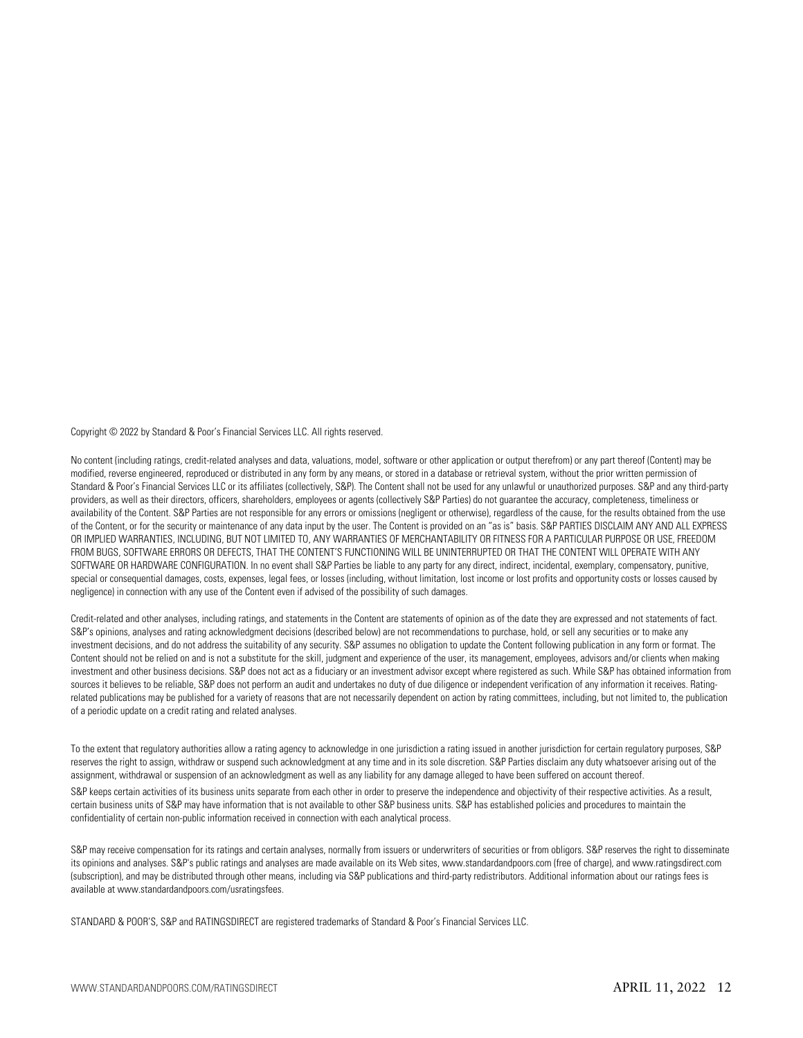Copyright © 2022 by Standard & Poor's Financial Services LLC. All rights reserved.

No content (including ratings, credit-related analyses and data, valuations, model, software or other application or output therefrom) or any part thereof (Content) may be modified, reverse engineered, reproduced or distributed in any form by any means, or stored in a database or retrieval system, without the prior written permission of Standard & Poor's Financial Services LLC or its affiliates (collectively, S&P). The Content shall not be used for any unlawful or unauthorized purposes. S&P and any third-party providers, as well as their directors, officers, shareholders, employees or agents (collectively S&P Parties) do not guarantee the accuracy, completeness, timeliness or availability of the Content. S&P Parties are not responsible for any errors or omissions (negligent or otherwise), regardless of the cause, for the results obtained from the use of the Content, or for the security or maintenance of any data input by the user. The Content is provided on an "as is" basis. S&P PARTIES DISCLAIM ANY AND ALL EXPRESS OR IMPLIED WARRANTIES, INCLUDING, BUT NOT LIMITED TO, ANY WARRANTIES OF MERCHANTABILITY OR FITNESS FOR A PARTICULAR PURPOSE OR USE, FREEDOM FROM BUGS, SOFTWARE ERRORS OR DEFECTS, THAT THE CONTENT'S FUNCTIONING WILL BE UNINTERRUPTED OR THAT THE CONTENT WILL OPERATE WITH ANY SOFTWARE OR HARDWARE CONFIGURATION. In no event shall S&P Parties be liable to any party for any direct, indirect, incidental, exemplary, compensatory, punitive, special or consequential damages, costs, expenses, legal fees, or losses (including, without limitation, lost income or lost profits and opportunity costs or losses caused by negligence) in connection with any use of the Content even if advised of the possibility of such damages.

Credit-related and other analyses, including ratings, and statements in the Content are statements of opinion as of the date they are expressed and not statements of fact. S&P's opinions, analyses and rating acknowledgment decisions (described below) are not recommendations to purchase, hold, or sell any securities or to make any investment decisions, and do not address the suitability of any security. S&P assumes no obligation to update the Content following publication in any form or format. The Content should not be relied on and is not a substitute for the skill, judgment and experience of the user, its management, employees, advisors and/or clients when making investment and other business decisions. S&P does not act as a fiduciary or an investment advisor except where registered as such. While S&P has obtained information from sources it believes to be reliable, S&P does not perform an audit and undertakes no duty of due diligence or independent verification of any information it receives. Rating-related publications may be published for a variety of reasons that are not necessarily dependent on action by rating committees, including, but not limited to, the publication of a periodic update on a credit rating and related analyses.

To the extent that regulatory authorities allow a rating agency to acknowledge in one jurisdiction a rating issued in another jurisdiction for certain regulatory purposes, S&P reserves the right to assign, withdraw or suspend such acknowledgment at any time and in its sole discretion. S&P Parties disclaim any duty whatsoever arising out of the assignment, withdrawal or suspension of an acknowledgment as well as any liability for any damage alleged to have been suffered on account thereof.

S&P keeps certain activities of its business units separate from each other in order to preserve the independence and objectivity of their respective activities. As a result, certain business units of S&P may have information that is not available to other S&P business units. S&P has established policies and procedures to maintain the confidentiality of certain non-public information received in connection with each analytical process.

S&P may receive compensation for its ratings and certain analyses, normally from issuers or underwriters of securities or from obligors. S&P reserves the right to disseminate its opinions and analyses. S&P's public ratings and analyses are made available on its Web sites, www.standardandpoors.com (free of charge), and www.ratingsdirect.com (subscription), and may be distributed through other means, including via S&P publications and third-party redistributors. Additional information about our ratings fees is available at www.standardandpoors.com/usratingsfees.

STANDARD & POOR'S, S&P and RATINGSDIRECT are registered trademarks of Standard & Poor's Financial Services LLC.